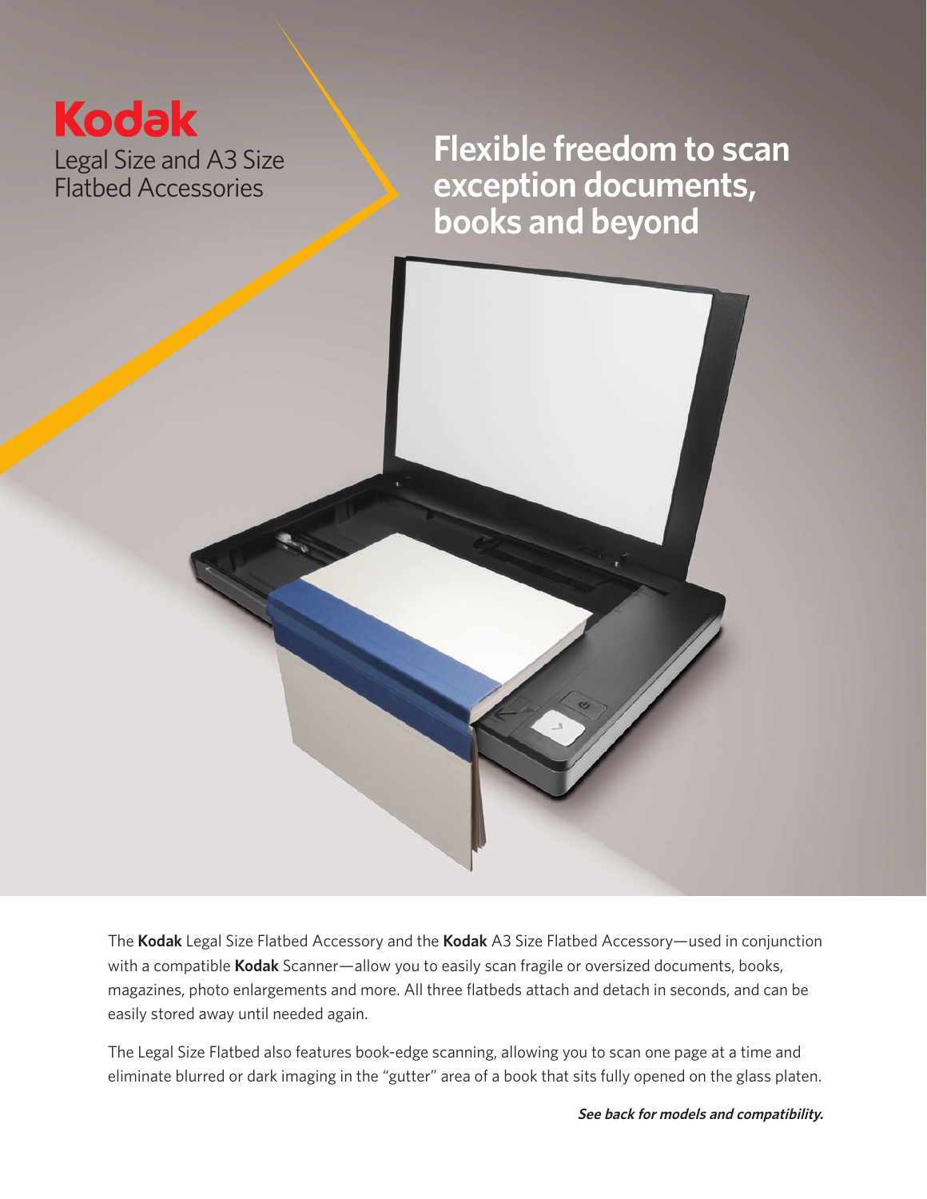**Kodak**

Legal Size and A3 Size Flatbed Accessories

# Flexible freedom to scan exception documents, books and beyond

The **Kodak** Legal Size Flatbed Accessory and the **Kodak** A3 Size Flatbed Accessory—used in conjunction with a compatible **Kodak** Scanner—allow you to easily scan fragile or oversized documents, books, magazines, photo enlargements and more. All three flatbeds attach and detach in seconds, and can be easily stored away until needed again.

The Legal Size Flatbed also features book-edge scanning, allowing you to scan one page at a time and eliminate blurred or dark imaging in the "gutter" area of a book that sits fully opened on the glass platen.

***See back for models and compatibility.***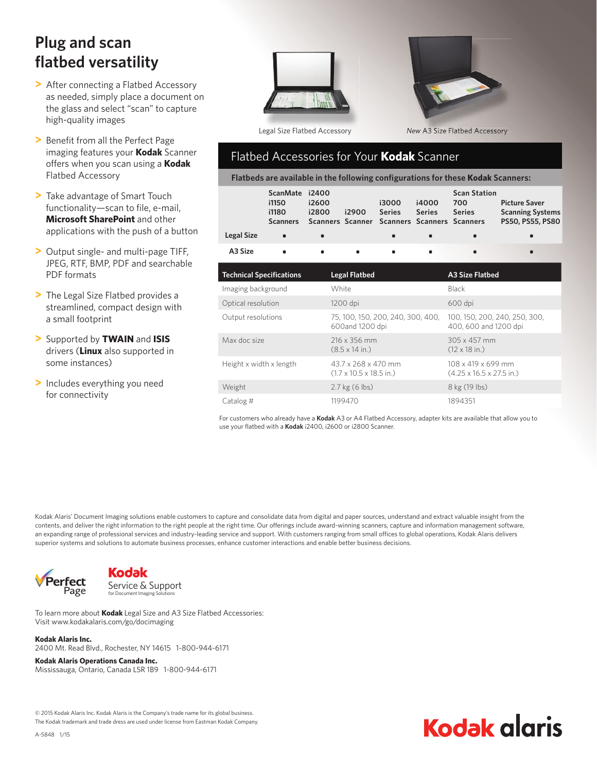# Plug and scan flatbed versatility

- After connecting a Flatbed Accessory as needed, simply place a document on the glass and select "scan" to capture high-quality images
- Benefit from all the Perfect Page imaging features your **Kodak** Scanner offers when you scan using a **Kodak** Flatbed Accessory
- Take advantage of Smart Touch functionality—scan to file, e-mail, **Microsoft SharePoint** and other applications with the push of a button
- Output single- and multi-page TIFF, JPEG, RTF, BMP, PDF and searchable PDF formats
- The Legal Size Flatbed provides a streamlined, compact design with a small footprint
- Supported by **TWAIN** and **ISIS** drivers (**Linux** also supported in some instances)
- Includes everything you need for connectivity

Legal Size Flatbed Accessory

*New* A3 Size Flatbed Accessory

## Flatbed Accessories for Your **Kodak** Scanner

**Flatbeds are available in the following configurations for these Kodak Scanners:**

| | ScanMate i1150 i1180 Scanners | i2400 i2600 i2800 Scanners | i2900 Scanner | i3000 Series Scanners | i4000 Series Scanners | Scan Station 700 Series Scanners | Picture Saver Scanning Systems PS50, PS55, PS80 |
|---|---|---|---|---|---|---|---|
| **Legal Size** | ■ | ■ | | ■ | ■ | ■ | ■ |
| **A3 Size** | ■ | ■ | ■ | ■ | ■ | ■ | ■ |

| Technical Specifications | Legal Flatbed | A3 Size Flatbed |
|---|---|---|
| Imaging background | White | Black |
| Optical resolution | 1200 dpi | 600 dpi |
| Output resolutions | 75, 100, 150, 200, 240, 300, 400, 600and 1200 dpi | 100, 150, 200, 240, 250, 300, 400, 600 and 1200 dpi |
| Max doc size | 216 x 356 mm (8.5 x 14 in.) | 305 x 457 mm (12 x 18 in.) |
| Height x width x length | 43.7 x 268 x 470 mm (1.7 x 10.5 x 18.5 in.) | 108 x 419 x 699 mm (4.25 x 16.5 x 27.5 in.) |
| Weight | 2.7 kg (6 lbs) | 8 kg (19 lbs) |
| Catalog # | 1199470 | 1894351 |

For customers who already have a **Kodak** A3 or A4 Flatbed Accessory, adapter kits are available that allow you to use your flatbed with a **Kodak** i2400, i2600 or i2800 Scanner.

Kodak Alaris' Document Imaging solutions enable customers to capture and consolidate data from digital and paper sources, understand and extract valuable insight from the contents, and deliver the right information to the right people at the right time. Our offerings include award-winning scanners, capture and information management software, an expanding range of professional services and industry-leading service and support. With customers ranging from small offices to global operations, Kodak Alaris delivers superior systems and solutions to automate business processes, enhance customer interactions and enable better business decisions.

Perfect Page

Kodak Service & Support for Document Imaging Solutions

To learn more about **Kodak** Legal Size and A3 Size Flatbed Accessories:
Visit www.kodakalaris.com/go/docimaging

**Kodak Alaris Inc.**
2400 Mt. Read Blvd., Rochester, NY 14615 1-800-944-6171

**Kodak Alaris Operations Canada Inc.**
Mississauga, Ontario, Canada L5R 1B9 1-800-944-6171

© 2015 Kodak Alaris Inc. Kodak Alaris is the Company's trade name for its global business.
The Kodak trademark and trade dress are used under license from Eastman Kodak Company.

A-5848 1/15

Kodak alaris